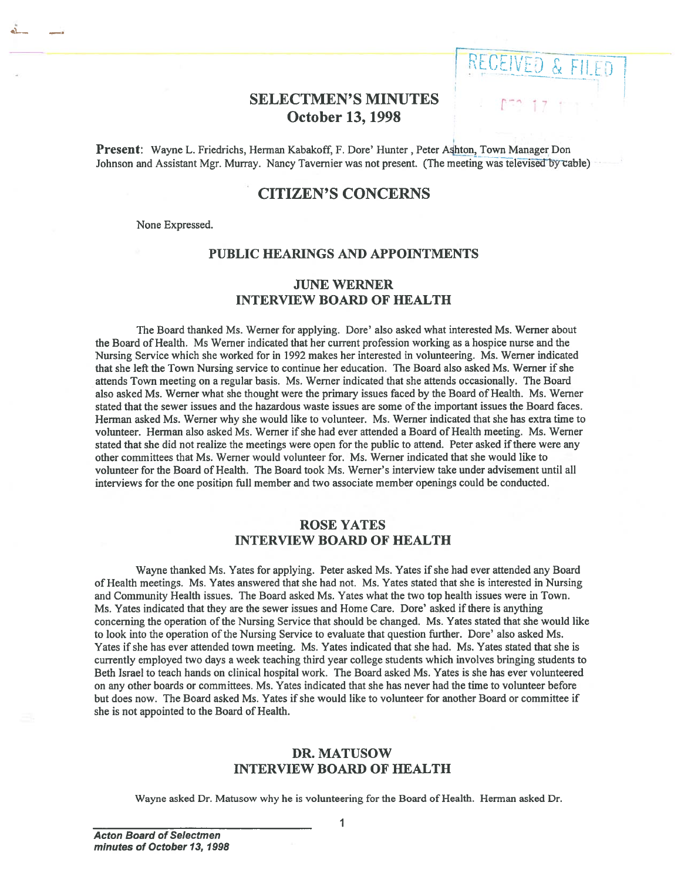# SELECTMEN'S MINUTES
## October 13, 1998

**Present**: Wayne L. Friedrichs, Herman Kabakoff, F. Dore' Hunter , Peter Ashton, Town Manager Don Johnson and Assistant Mgr. Murray. Nancy Tavernier was not present. (The meeting was televised by cable)

## CITIZEN'S CONCERNS

None Expressed.

### PUBLIC HEARINGS AND APPOINTMENTS

### JUNE WERNER
### INTERVIEW BOARD OF HEALTH

The Board thanked Ms. Werner for applying. Dore' also asked what interested Ms. Werner about the Board of Health. Ms Werner indicated that her current profession working as a hospice nurse and the Nursing Service which she worked for in 1992 makes her interested in volunteering. Ms. Werner indicated that she left the Town Nursing service to continue her education. The Board also asked Ms. Werner if she attends Town meeting on a regular basis. Ms. Werner indicated that she attends occasionally. The Board also asked Ms. Werner what she thought were the primary issues faced by the Board of Health. Ms. Werner stated that the sewer issues and the hazardous waste issues are some of the important issues the Board faces. Herman asked Ms. Werner why she would like to volunteer. Ms. Werner indicated that she has extra time to volunteer. Herman also asked Ms. Werner if she had ever attended a Board of Health meeting. Ms. Werner stated that she did not realize the meetings were open for the public to attend. Peter asked if there were any other committees that Ms. Werner would volunteer for. Ms. Werner indicated that she would like to volunteer for the Board of Health. The Board took Ms. Werner's interview take under advisement until all interviews for the one position full member and two associate member openings could be conducted.

### ROSE YATES
### INTERVIEW BOARD OF HEALTH

Wayne thanked Ms. Yates for applying. Peter asked Ms. Yates if she had ever attended any Board of Health meetings. Ms. Yates answered that she had not. Ms. Yates stated that she is interested in Nursing and Community Health issues. The Board asked Ms. Yates what the two top health issues were in Town. Ms. Yates indicated that they are the sewer issues and Home Care. Dore' asked if there is anything concerning the operation of the Nursing Service that should be changed. Ms. Yates stated that she would like to look into the operation of the Nursing Service to evaluate that question further. Dore' also asked Ms. Yates if she has ever attended town meeting. Ms. Yates indicated that she had. Ms. Yates stated that she is currently employed two days a week teaching third year college students which involves bringing students to Beth Israel to teach hands on clinical hospital work. The Board asked Ms. Yates is she has ever volunteered on any other boards or committees. Ms. Yates indicated that she has never had the time to volunteer before but does now. The Board asked Ms. Yates if she would like to volunteer for another Board or committee if she is not appointed to the Board of Health.

### DR. MATUSOW
### INTERVIEW BOARD OF HEALTH

Wayne asked Dr. Matusow why he is volunteering for the Board of Health. Herman asked Dr.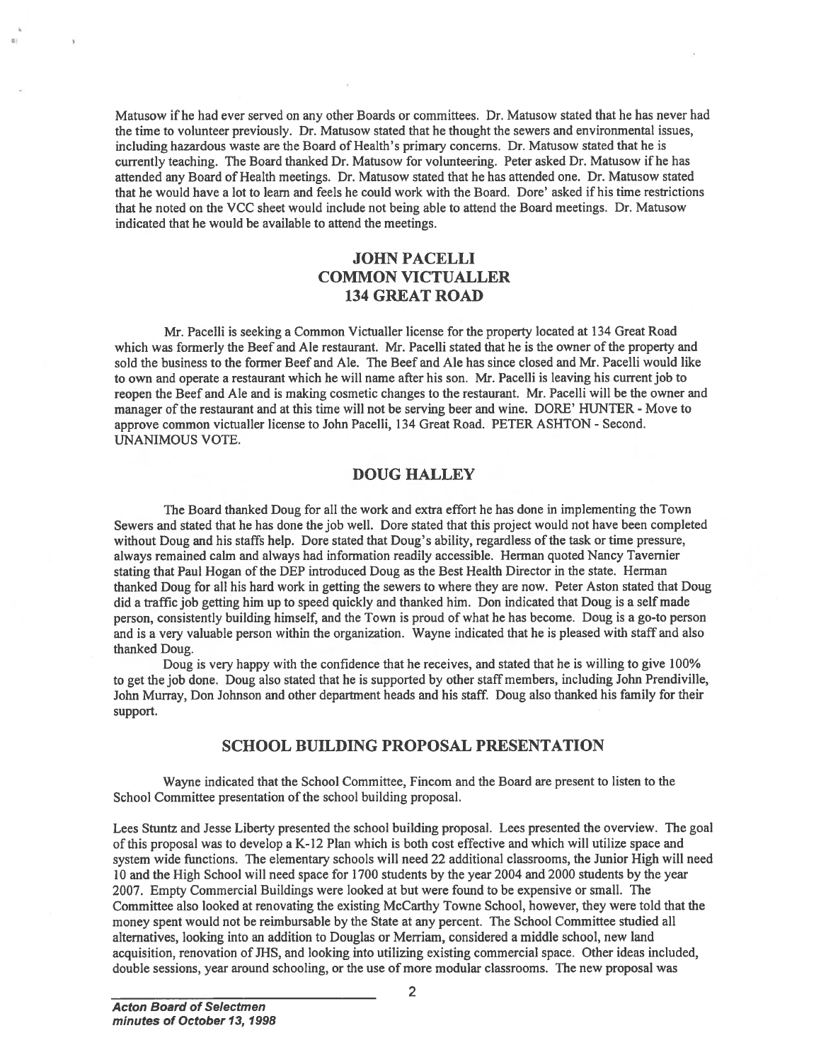Matusow if he had ever served on any other Boards or committees. Dr. Matusow stated that he has never had the time to volunteer previously. Dr. Matusow stated that he thought the sewers and environmental issues, including hazardous waste are the Board of Health's primary concerns. Dr. Matusow stated that he is currently teaching. The Board thanked Dr. Matusow for volunteering. Peter asked Dr. Matusow if he has attended any Board of Health meetings. Dr. Matusow stated that he has attended one. Dr. Matusow stated that he would have a lot to learn and feels he could work with the Board. Dore' asked if his time restrictions that he noted on the VCC sheet would include not being able to attend the Board meetings. Dr. Matusow indicated that he would be available to attend the meetings.

## JOHN PACELLI
## COMMON VICTUALLER
## 134 GREAT ROAD

Mr. Pacelli is seeking a Common Victualler license for the property located at 134 Great Road which was formerly the Beef and Ale restaurant. Mr. Pacelli stated that he is the owner of the property and sold the business to the former Beef and Ale. The Beef and Ale has since closed and Mr. Pacelli would like to own and operate a restaurant which he will name after his son. Mr. Pacelli is leaving his current job to reopen the Beef and Ale and is making cosmetic changes to the restaurant. Mr. Pacelli will be the owner and manager of the restaurant and at this time will not be serving beer and wine. DORE' HUNTER - Move to approve common victualler license to John Pacelli, 134 Great Road. PETER ASHTON - Second. UNANIMOUS VOTE.

## DOUG HALLEY

The Board thanked Doug for all the work and extra effort he has done in implementing the Town Sewers and stated that he has done the job well. Dore stated that this project would not have been completed without Doug and his staffs help. Dore stated that Doug's ability, regardless of the task or time pressure, always remained calm and always had information readily accessible. Herman quoted Nancy Tavernier stating that Paul Hogan of the DEP introduced Doug as the Best Health Director in the state. Herman thanked Doug for all his hard work in getting the sewers to where they are now. Peter Aston stated that Doug did a traffic job getting him up to speed quickly and thanked him. Don indicated that Doug is a self made person, consistently building himself, and the Town is proud of what he has become. Doug is a go-to person and is a very valuable person within the organization. Wayne indicated that he is pleased with staff and also thanked Doug.

Doug is very happy with the confidence that he receives, and stated that he is willing to give 100% to get the job done. Doug also stated that he is supported by other staff members, including John Prendiville, John Murray, Don Johnson and other department heads and his staff. Doug also thanked his family for their support.

## SCHOOL BUILDING PROPOSAL PRESENTATION

Wayne indicated that the School Committee, Fincom and the Board are present to listen to the School Committee presentation of the school building proposal.

Lees Stuntz and Jesse Liberty presented the school building proposal. Lees presented the overview. The goal of this proposal was to develop a K-12 Plan which is both cost effective and which will utilize space and system wide functions. The elementary schools will need 22 additional classrooms, the Junior High will need 10 and the High School will need space for 1700 students by the year 2004 and 2000 students by the year 2007. Empty Commercial Buildings were looked at but were found to be expensive or small. The Committee also looked at renovating the existing McCarthy Towne School, however, they were told that the money spent would not be reimbursable by the State at any percent. The School Committee studied all alternatives, looking into an addition to Douglas or Merriam, considered a middle school, new land acquisition, renovation of JHS, and looking into utilizing existing commercial space. Other ideas included, double sessions, year around schooling, or the use of more modular classrooms. The new proposal was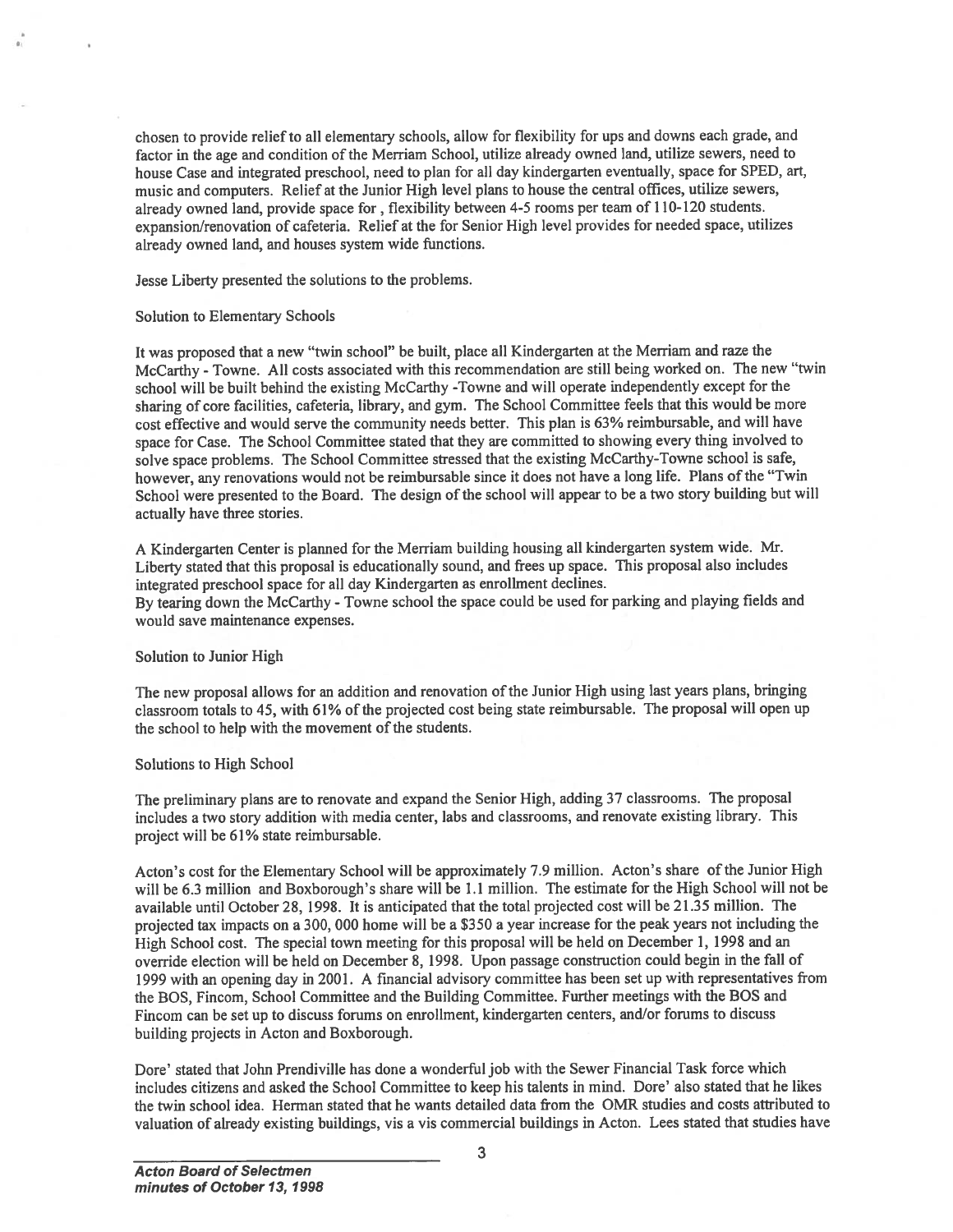chosen to provide relief to all elementary schools, allow for flexibility for ups and downs each grade, and factor in the age and condition of the Merriam School, utilize already owned land, utilize sewers, need to house Case and integrated preschool, need to plan for all day kindergarten eventually, space for SPED, art, music and computers. Relief at the Junior High level plans to house the central offices, utilize sewers, already owned land, provide space for , flexibility between 4-5 rooms per team of 110-120 students. expansion/renovation of cafeteria. Relief at the for Senior High level provides for needed space, utilizes already owned land, and houses system wide functions.

Jesse Liberty presented the solutions to the problems.

Solution to Elementary Schools

It was proposed that a new "twin school" be built, place all Kindergarten at the Merriam and raze the McCarthy - Towne. All costs associated with this recommendation are still being worked on. The new "twin school will be built behind the existing McCarthy -Towne and will operate independently except for the sharing of core facilities, cafeteria, library, and gym. The School Committee feels that this would be more cost effective and would serve the community needs better. This plan is 63% reimbursable, and will have space for Case. The School Committee stated that they are committed to showing every thing involved to solve space problems. The School Committee stressed that the existing McCarthy-Towne school is safe, however, any renovations would not be reimbursable since it does not have a long life. Plans of the "Twin School were presented to the Board. The design of the school will appear to be a two story building but will actually have three stories.

A Kindergarten Center is planned for the Merriam building housing all kindergarten system wide. Mr. Liberty stated that this proposal is educationally sound, and frees up space. This proposal also includes integrated preschool space for all day Kindergarten as enrollment declines.
By tearing down the McCarthy - Towne school the space could be used for parking and playing fields and would save maintenance expenses.

Solution to Junior High

The new proposal allows for an addition and renovation of the Junior High using last years plans, bringing classroom totals to 45, with 61% of the projected cost being state reimbursable. The proposal will open up the school to help with the movement of the students.

Solutions to High School

The preliminary plans are to renovate and expand the Senior High, adding 37 classrooms. The proposal includes a two story addition with media center, labs and classrooms, and renovate existing library. This project will be 61% state reimbursable.

Acton's cost for the Elementary School will be approximately 7.9 million. Acton's share of the Junior High will be 6.3 million and Boxborough's share will be 1.1 million. The estimate for the High School will not be available until October 28, 1998. It is anticipated that the total projected cost will be 21.35 million. The projected tax impacts on a 300, 000 home will be a $350 a year increase for the peak years not including the High School cost. The special town meeting for this proposal will be held on December 1, 1998 and an override election will be held on December 8, 1998. Upon passage construction could begin in the fall of 1999 with an opening day in 2001. A financial advisory committee has been set up with representatives from the BOS, Fincom, School Committee and the Building Committee. Further meetings with the BOS and Fincom can be set up to discuss forums on enrollment, kindergarten centers, and/or forums to discuss building projects in Acton and Boxborough.

Dore' stated that John Prendiville has done a wonderful job with the Sewer Financial Task force which includes citizens and asked the School Committee to keep his talents in mind. Dore' also stated that he likes the twin school idea. Herman stated that he wants detailed data from the OMR studies and costs attributed to valuation of already existing buildings, vis a vis commercial buildings in Acton. Lees stated that studies have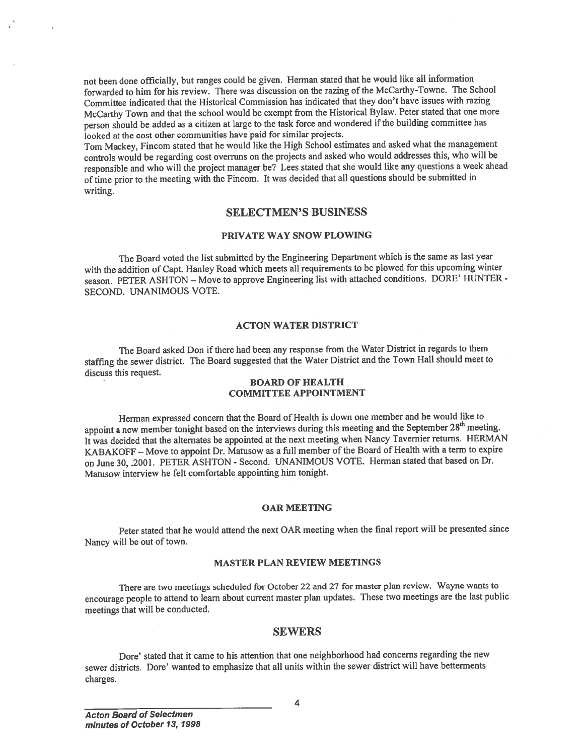not been done officially, but ranges could be given. Herman stated that he would like all information forwarded to him for his review. There was discussion on the razing of the McCarthy-Towne. The School Committee indicated that the Historical Commission has indicated that they don't have issues with razing McCarthy Town and that the school would be exempt from the Historical Bylaw. Peter stated that one more person should be added as a citizen at large to the task force and wondered if the building committee has looked at the cost other communities have paid for similar projects.

Tom Mackey, Fincom stated that he would like the High School estimates and asked what the management controls would be regarding cost overruns on the projects and asked who would addresses this, who will be responsible and who will the project manager be? Lees stated that she would like any questions a week ahead of time prior to the meeting with the Fincom. It was decided that all questions should be submitted in writing.

## SELECTMEN'S BUSINESS

### PRIVATE WAY SNOW PLOWING

The Board voted the list submitted by the Engineering Department which is the same as last year with the addition of Capt. Hanley Road which meets all requirements to be plowed for this upcoming winter season. PETER ASHTON – Move to approve Engineering list with attached conditions. DORE' HUNTER - SECOND. UNANIMOUS VOTE.

### ACTON WATER DISTRICT

The Board asked Don if there had been any response from the Water District in regards to them staffing the sewer district. The Board suggested that the Water District and the Town Hall should meet to discuss this request.

### BOARD OF HEALTH COMMITTEE APPOINTMENT

Herman expressed concern that the Board of Health is down one member and he would like to appoint a new member tonight based on the interviews during this meeting and the September 28th meeting. It was decided that the alternates be appointed at the next meeting when Nancy Tavernier returns. HERMAN KABAKOFF – Move to appoint Dr. Matusow as a full member of the Board of Health with a term to expire on June 30, .2001. PETER ASHTON - Second. UNANIMOUS VOTE. Herman stated that based on Dr. Matusow interview he felt comfortable appointing him tonight.

### OAR MEETING

Peter stated that he would attend the next OAR meeting when the final report will be presented since Nancy will be out of town.

### MASTER PLAN REVIEW MEETINGS

There are two meetings scheduled for October 22 and 27 for master plan review. Wayne wants to encourage people to attend to learn about current master plan updates. These two meetings are the last public meetings that will be conducted.

## SEWERS

Dore' stated that it came to his attention that one neighborhood had concerns regarding the new sewer districts. Dore' wanted to emphasize that all units within the sewer district will have betterments charges.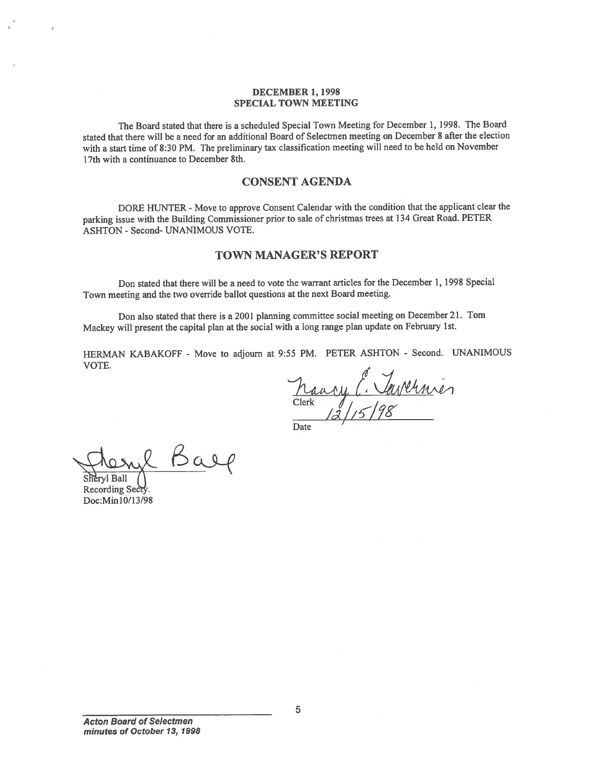**DECEMBER 1, 1998**
**SPECIAL TOWN MEETING**

The Board stated that there is a scheduled Special Town Meeting for December 1, 1998. The Board stated that there will be a need for an additional Board of Selectmen meeting on December 8 after the election with a start time of 8:30 PM. The preliminary tax classification meeting will need to be held on November 17th with a continuance to December 8th.

## CONSENT AGENDA

DORE HUNTER - Move to approve Consent Calendar with the condition that the applicant clear the parking issue with the Building Commissioner prior to sale of christmas trees at 134 Great Road. PETER ASHTON - Second- UNANIMOUS VOTE.

## TOWN MANAGER'S REPORT

Don stated that there will be a need to vote the warrant articles for the December 1, 1998 Special Town meeting and the two override ballot questions at the next Board meeting.

Don also stated that there is a 2001 planning committee social meeting on December 21. Tom Mackey will present the capital plan at the social with a long range plan update on February 1st.

HERMAN KABAKOFF - Move to adjourn at 9:55 PM. PETER ASHTON - Second. UNANIMOUS VOTE.

Nancy E. Tavernier
Clerk

12/15/98
Date

Sheryl Ball
Sheryl Ball
Recording Secty.
Doc:Min10/13/98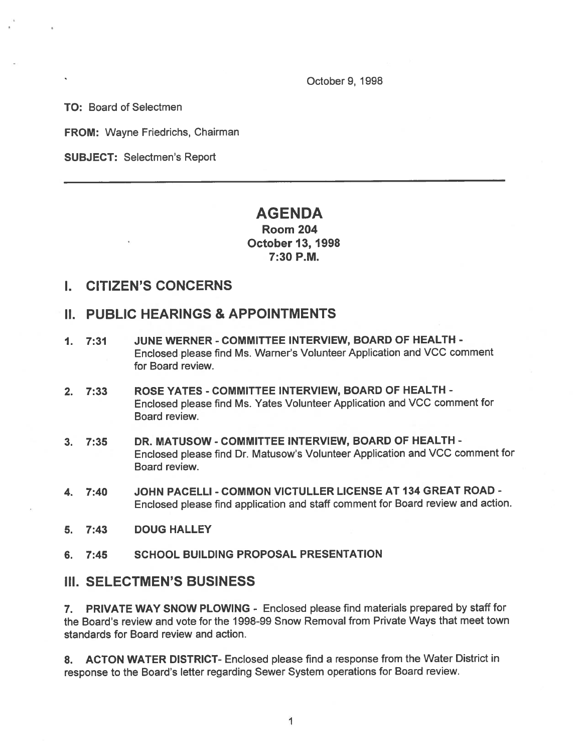October 9, 1998

**TO:** Board of Selectmen

**FROM:** Wayne Friedrichs, Chairman

**SUBJECT:** Selectmen's Report

---

# AGENDA

**Room 204**
**October 13, 1998**
**7:30 P.M.**

## I. CITIZEN'S CONCERNS

## II. PUBLIC HEARINGS & APPOINTMENTS

1. **7:31 JUNE WERNER - COMMITTEE INTERVIEW, BOARD OF HEALTH -** Enclosed please find Ms. Warner's Volunteer Application and VCC comment for Board review.

2. **7:33 ROSE YATES - COMMITTEE INTERVIEW, BOARD OF HEALTH -** Enclosed please find Ms. Yates Volunteer Application and VCC comment for Board review.

3. **7:35 DR. MATUSOW - COMMITTEE INTERVIEW, BOARD OF HEALTH -** Enclosed please find Dr. Matusow's Volunteer Application and VCC comment for Board review.

4. **7:40 JOHN PACELLI - COMMON VICTULLER LICENSE AT 134 GREAT ROAD -** Enclosed please find application and staff comment for Board review and action.

5. **7:43 DOUG HALLEY**

6. **7:45 SCHOOL BUILDING PROPOSAL PRESENTATION**

## III. SELECTMEN'S BUSINESS

7. **PRIVATE WAY SNOW PLOWING** - Enclosed please find materials prepared by staff for the Board's review and vote for the 1998-99 Snow Removal from Private Ways that meet town standards for Board review and action.

8. **ACTON WATER DISTRICT**- Enclosed please find a response from the Water District in response to the Board's letter regarding Sewer System operations for Board review.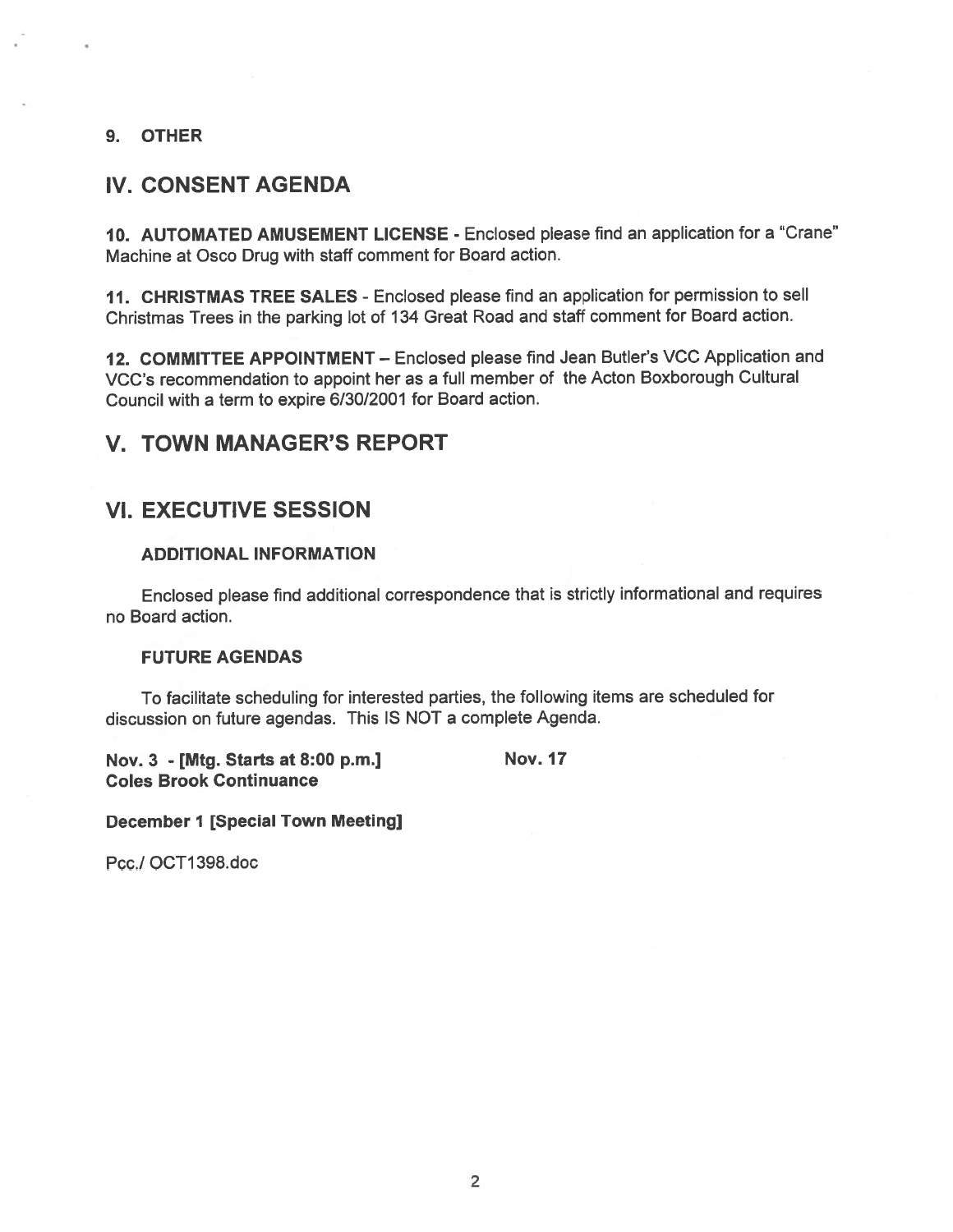**9. OTHER**

## IV. CONSENT AGENDA

**10. AUTOMATED AMUSEMENT LICENSE** - Enclosed please find an application for a "Crane" Machine at Osco Drug with staff comment for Board action.

**11. CHRISTMAS TREE SALES** - Enclosed please find an application for permission to sell Christmas Trees in the parking lot of 134 Great Road and staff comment for Board action.

**12. COMMITTEE APPOINTMENT** – Enclosed please find Jean Butler's VCC Application and VCC's recommendation to appoint her as a full member of the Acton Boxborough Cultural Council with a term to expire 6/30/2001 for Board action.

## V. TOWN MANAGER'S REPORT

## VI. EXECUTIVE SESSION

### ADDITIONAL INFORMATION

Enclosed please find additional correspondence that is strictly informational and requires no Board action.

### FUTURE AGENDAS

To facilitate scheduling for interested parties, the following items are scheduled for discussion on future agendas. This IS NOT a complete Agenda.

**Nov. 3 - [Mtg. Starts at 8:00 p.m.]**
**Coles Brook Continuance**

**Nov. 17**

**December 1 [Special Town Meeting]**

Pcc./ OCT1398.doc